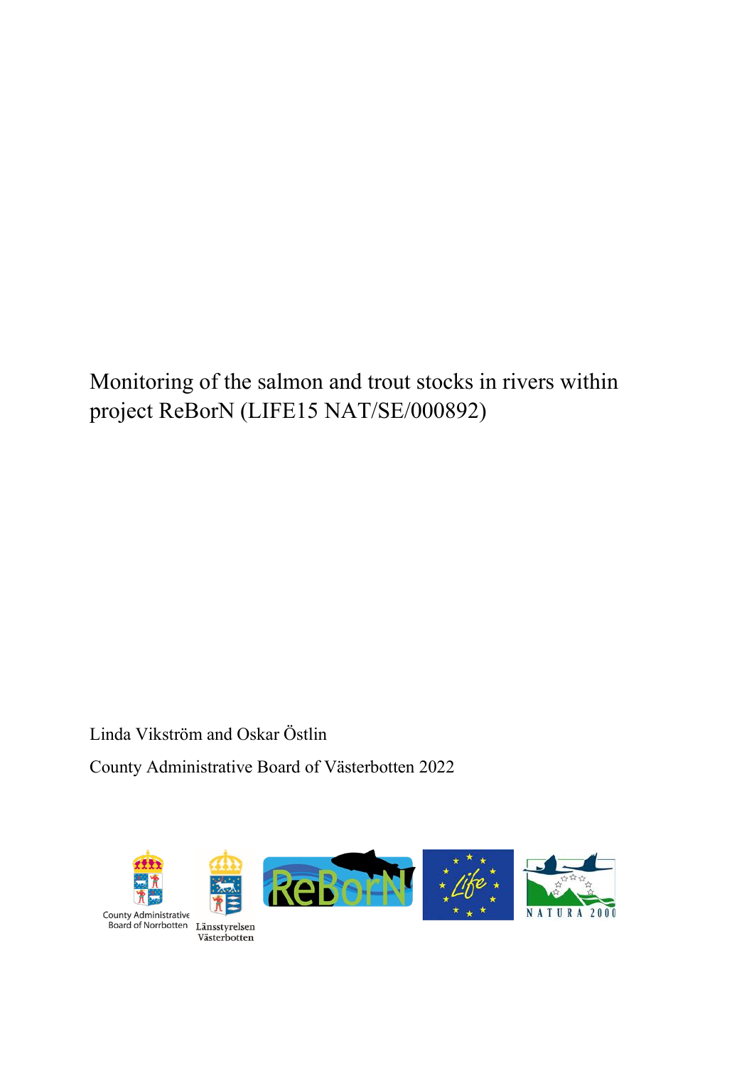# Monitoring of the salmon and trout stocks in rivers within project ReBorN (LIFE15 NAT/SE/000892)

Linda Vikström and Oskar Östlin

County Administrative Board of Västerbotten 2022

County Administrative Board of Norrbotten

Länsstyrelsen Västerbotten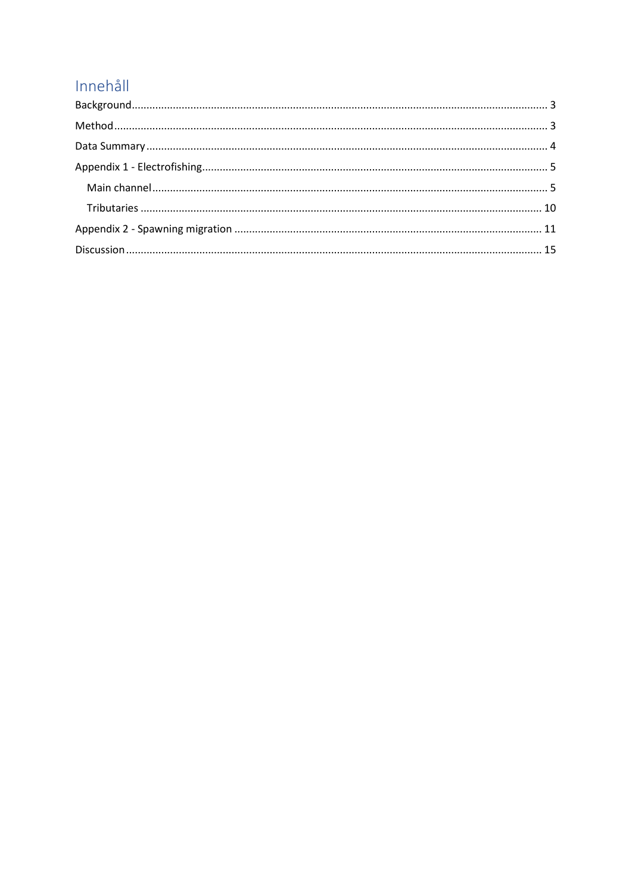# Innehåll

Background .......... 3

Method .......... 3

Data Summary .......... 4

Appendix 1 - Electrofishing .......... 5

- Main channel .......... 5
- Tributaries .......... 10

Appendix 2 - Spawning migration .......... 11

Discussion .......... 15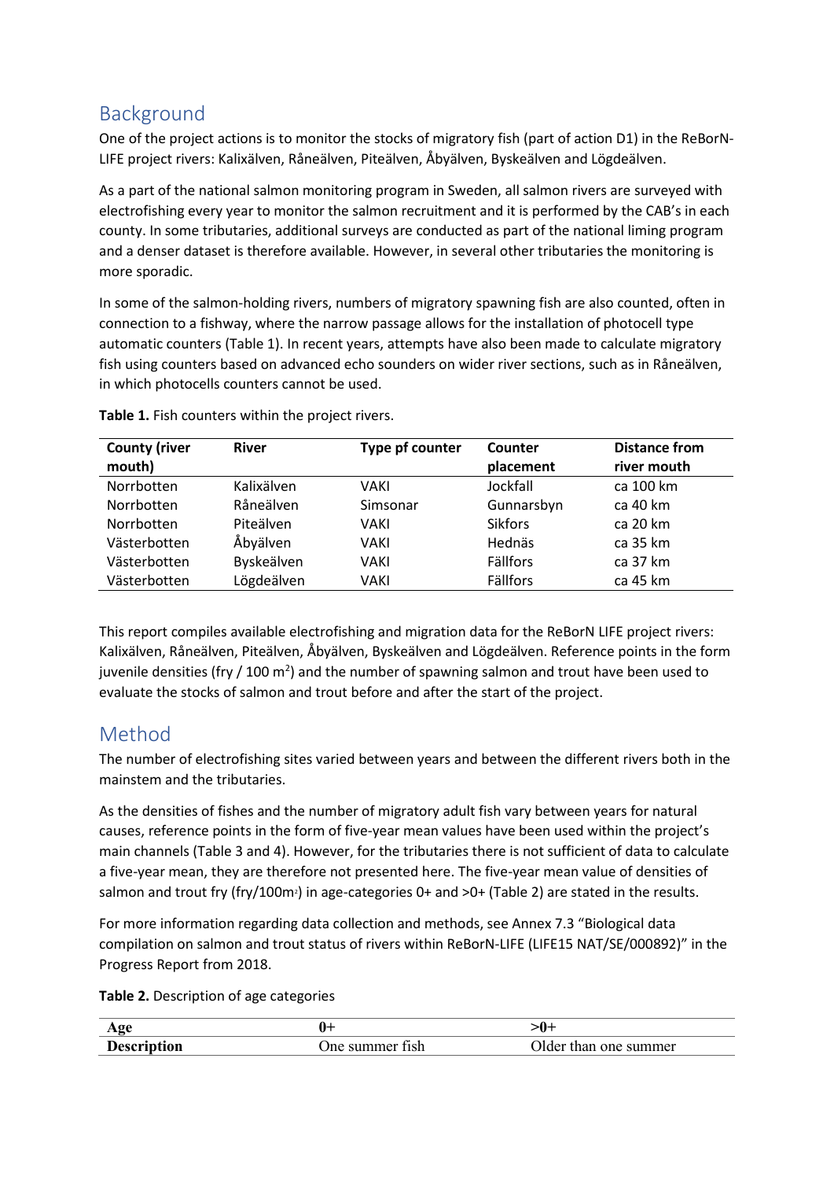## Background

One of the project actions is to monitor the stocks of migratory fish (part of action D1) in the ReBorN-LIFE project rivers: Kalixälven, Råneälven, Piteälven, Åbyälven, Byskeälven and Lögdeälven.

As a part of the national salmon monitoring program in Sweden, all salmon rivers are surveyed with electrofishing every year to monitor the salmon recruitment and it is performed by the CAB's in each county. In some tributaries, additional surveys are conducted as part of the national liming program and a denser dataset is therefore available. However, in several other tributaries the monitoring is more sporadic.

In some of the salmon-holding rivers, numbers of migratory spawning fish are also counted, often in connection to a fishway, where the narrow passage allows for the installation of photocell type automatic counters (Table 1). In recent years, attempts have also been made to calculate migratory fish using counters based on advanced echo sounders on wider river sections, such as in Råneälven, in which photocells counters cannot be used.

**Table 1.** Fish counters within the project rivers.

| County (river mouth) | River | Type pf counter | Counter placement | Distance from river mouth |
|---|---|---|---|---|
| Norrbotten | Kalixälven | VAKI | Jockfall | ca 100 km |
| Norrbotten | Råneälven | Simsonar | Gunnarsbyn | ca 40 km |
| Norrbotten | Piteälven | VAKI | Sikfors | ca 20 km |
| Västerbotten | Åbyälven | VAKI | Hednäs | ca 35 km |
| Västerbotten | Byskeälven | VAKI | Fällfors | ca 37 km |
| Västerbotten | Lögdeälven | VAKI | Fällfors | ca 45 km |

This report compiles available electrofishing and migration data for the ReBorN LIFE project rivers: Kalixälven, Råneälven, Piteälven, Åbyälven, Byskeälven and Lögdeälven. Reference points in the form juvenile densities (fry / 100 m$^2$) and the number of spawning salmon and trout have been used to evaluate the stocks of salmon and trout before and after the start of the project.

## Method

The number of electrofishing sites varied between years and between the different rivers both in the mainstem and the tributaries.

As the densities of fishes and the number of migratory adult fish vary between years for natural causes, reference points in the form of five-year mean values have been used within the project's main channels (Table 3 and 4). However, for the tributaries there is not sufficient of data to calculate a five-year mean, they are therefore not presented here. The five-year mean value of densities of salmon and trout fry (fry/100m$^2$) in age-categories 0+ and >0+ (Table 2) are stated in the results.

For more information regarding data collection and methods, see Annex 7.3 "Biological data compilation on salmon and trout status of rivers within ReBorN-LIFE (LIFE15 NAT/SE/000892)" in the Progress Report from 2018.

**Table 2.** Description of age categories

| Age | 0+ | >0+ |
|---|---|---|
| **Description** | One summer fish | Older than one summer |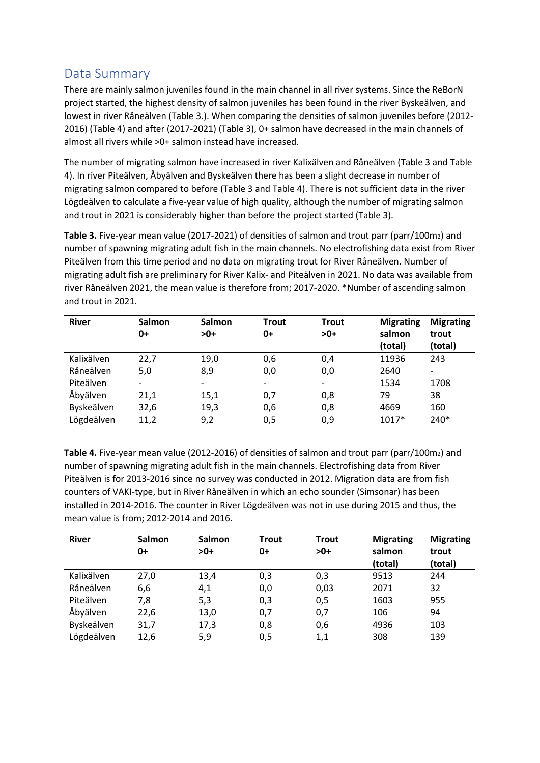## Data Summary

There are mainly salmon juveniles found in the main channel in all river systems. Since the ReBorN project started, the highest density of salmon juveniles has been found in the river Byskeälven, and lowest in river Råneälven (Table 3.). When comparing the densities of salmon juveniles before (2012-2016) (Table 4) and after (2017-2021) (Table 3), 0+ salmon have decreased in the main channels of almost all rivers while >0+ salmon instead have increased.

The number of migrating salmon have increased in river Kalixälven and Råneälven (Table 3 and Table 4). In river Piteälven, Åbyälven and Byskeälven there has been a slight decrease in number of migrating salmon compared to before (Table 3 and Table 4). There is not sufficient data in the river Lögdeälven to calculate a five-year value of high quality, although the number of migrating salmon and trout in 2021 is considerably higher than before the project started (Table 3).

**Table 3.** Five-year mean value (2017-2021) of densities of salmon and trout parr (parr/100m$_2$) and number of spawning migrating adult fish in the main channels. No electrofishing data exist from River Piteälven from this time period and no data on migrating trout for River Råneälven. Number of migrating adult fish are preliminary for River Kalix- and Piteälven in 2021. No data was available from river Råneälven 2021, the mean value is therefore from; 2017-2020. *Number of ascending salmon and trout in 2021.

| River | Salmon 0+ | Salmon >0+ | Trout 0+ | Trout >0+ | Migrating salmon (total) | Migrating trout (total) |
|---|---|---|---|---|---|---|
| Kalixälven | 22,7 | 19,0 | 0,6 | 0,4 | 11936 | 243 |
| Råneälven | 5,0 | 8,9 | 0,0 | 0,0 | 2640 | - |
| Piteälven | - | - | - | - | 1534 | 1708 |
| Åbyälven | 21,1 | 15,1 | 0,7 | 0,8 | 79 | 38 |
| Byskeälven | 32,6 | 19,3 | 0,6 | 0,8 | 4669 | 160 |
| Lögdeälven | 11,2 | 9,2 | 0,5 | 0,9 | 1017* | 240* |

**Table 4.** Five-year mean value (2012-2016) of densities of salmon and trout parr (parr/100m$_2$) and number of spawning migrating adult fish in the main channels. Electrofishing data from River Piteälven is for 2013-2016 since no survey was conducted in 2012. Migration data are from fish counters of VAKI-type, but in River Råneälven in which an echo sounder (Simsonar) has been installed in 2014-2016. The counter in River Lögdeälven was not in use during 2015 and thus, the mean value is from; 2012-2014 and 2016.

| River | Salmon 0+ | Salmon >0+ | Trout 0+ | Trout >0+ | Migrating salmon (total) | Migrating trout (total) |
|---|---|---|---|---|---|---|
| Kalixälven | 27,0 | 13,4 | 0,3 | 0,3 | 9513 | 244 |
| Råneälven | 6,6 | 4,1 | 0,0 | 0,03 | 2071 | 32 |
| Piteälven | 7,8 | 5,3 | 0,3 | 0,5 | 1603 | 955 |
| Åbyälven | 22,6 | 13,0 | 0,7 | 0,7 | 106 | 94 |
| Byskeälven | 31,7 | 17,3 | 0,8 | 0,6 | 4936 | 103 |
| Lögdeälven | 12,6 | 5,9 | 0,5 | 1,1 | 308 | 139 |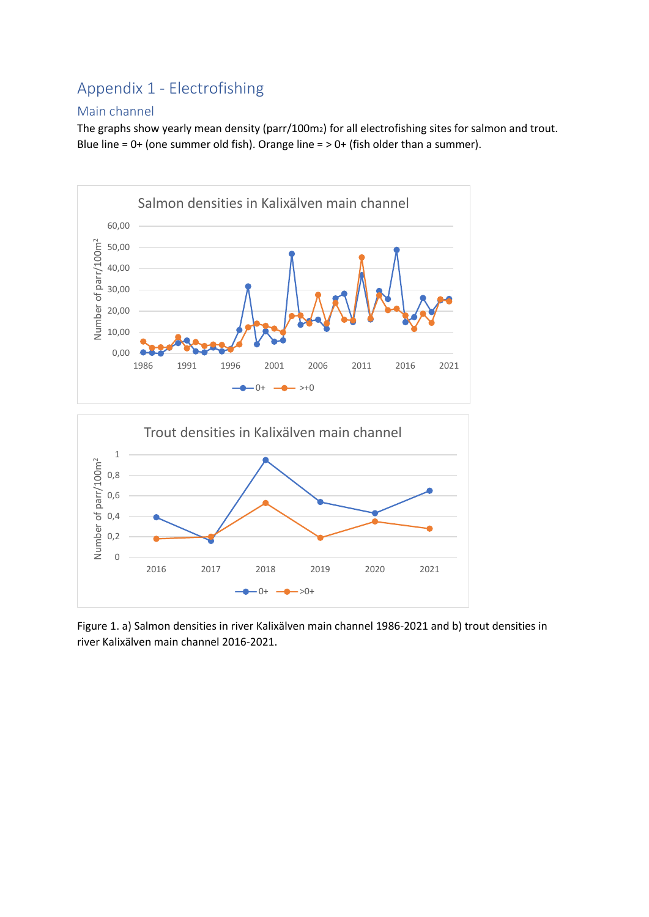# Appendix 1 - Electrofishing

## Main channel

The graphs show yearly mean density (parr/100m2) for all electrofishing sites for salmon and trout. Blue line = 0+ (one summer old fish). Orange line = > 0+ (fish older than a summer).

Figure 1. a) Salmon densities in river Kalixälven main channel 1986-2021 and b) trout densities in river Kalixälven main channel 2016-2021.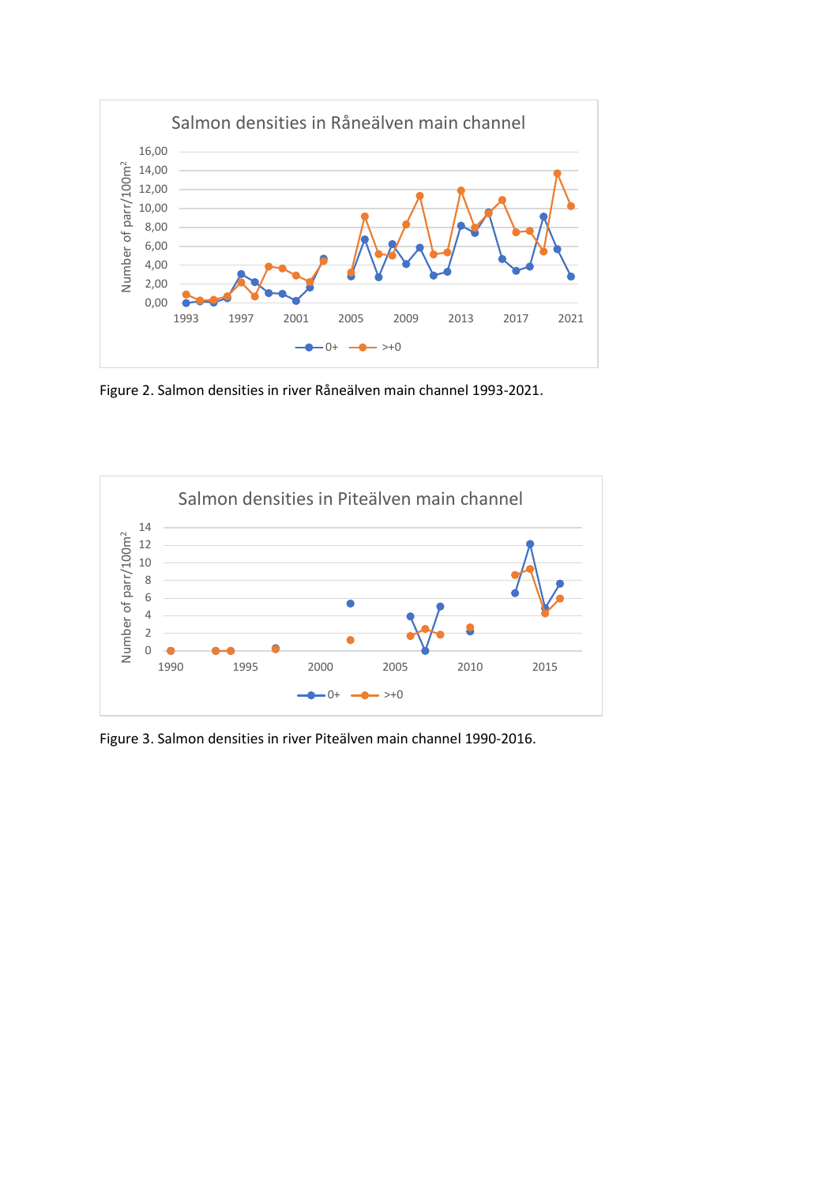Figure 2. Salmon densities in river Råneälven main channel 1993-2021.

Figure 3. Salmon densities in river Piteälven main channel 1990-2016.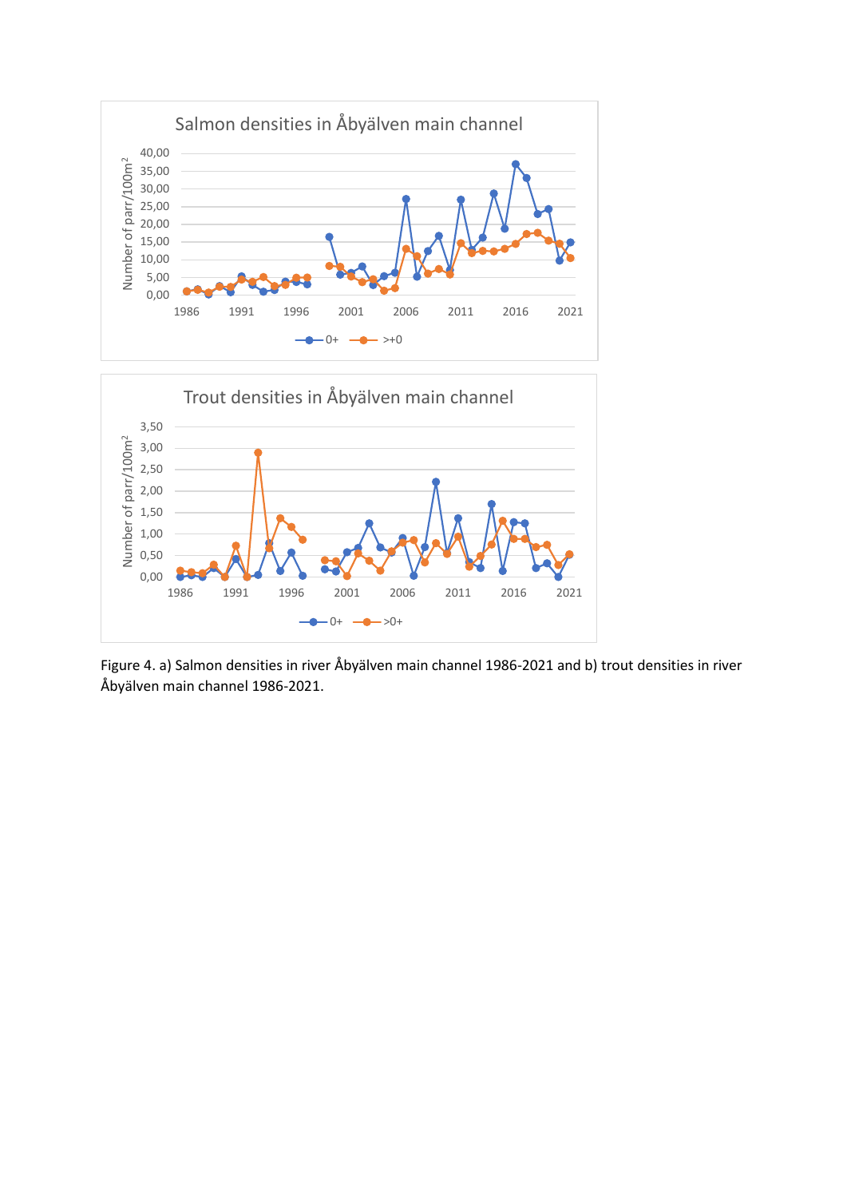Figure 4. a) Salmon densities in river Åbyälven main channel 1986-2021 and b) trout densities in river Åbyälven main channel 1986-2021.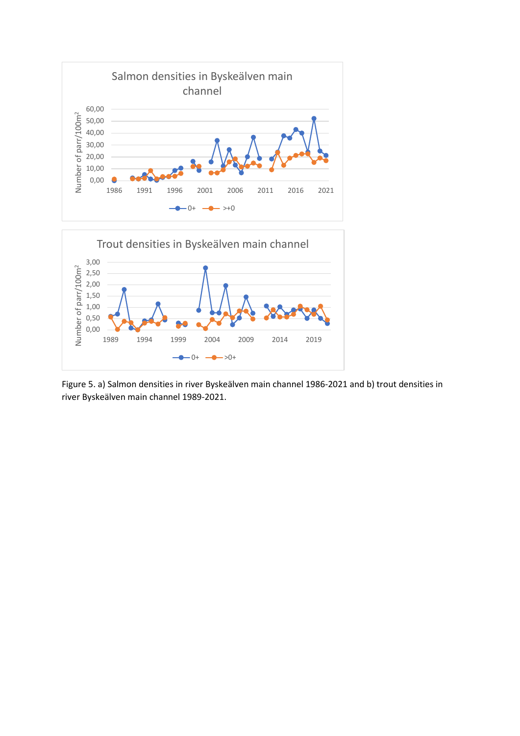Figure 5. a) Salmon densities in river Byskeälven main channel 1986-2021 and b) trout densities in river Byskeälven main channel 1989-2021.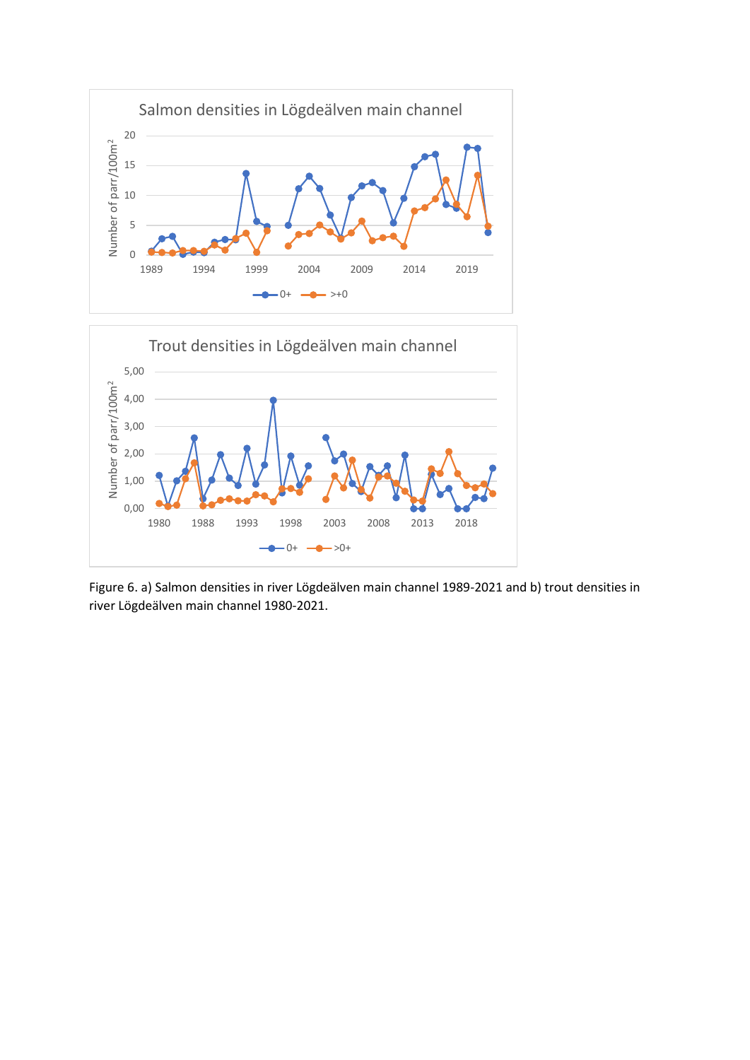Figure 6. a) Salmon densities in river Lögdeälven main channel 1989-2021 and b) trout densities in river Lögdeälven main channel 1980-2021.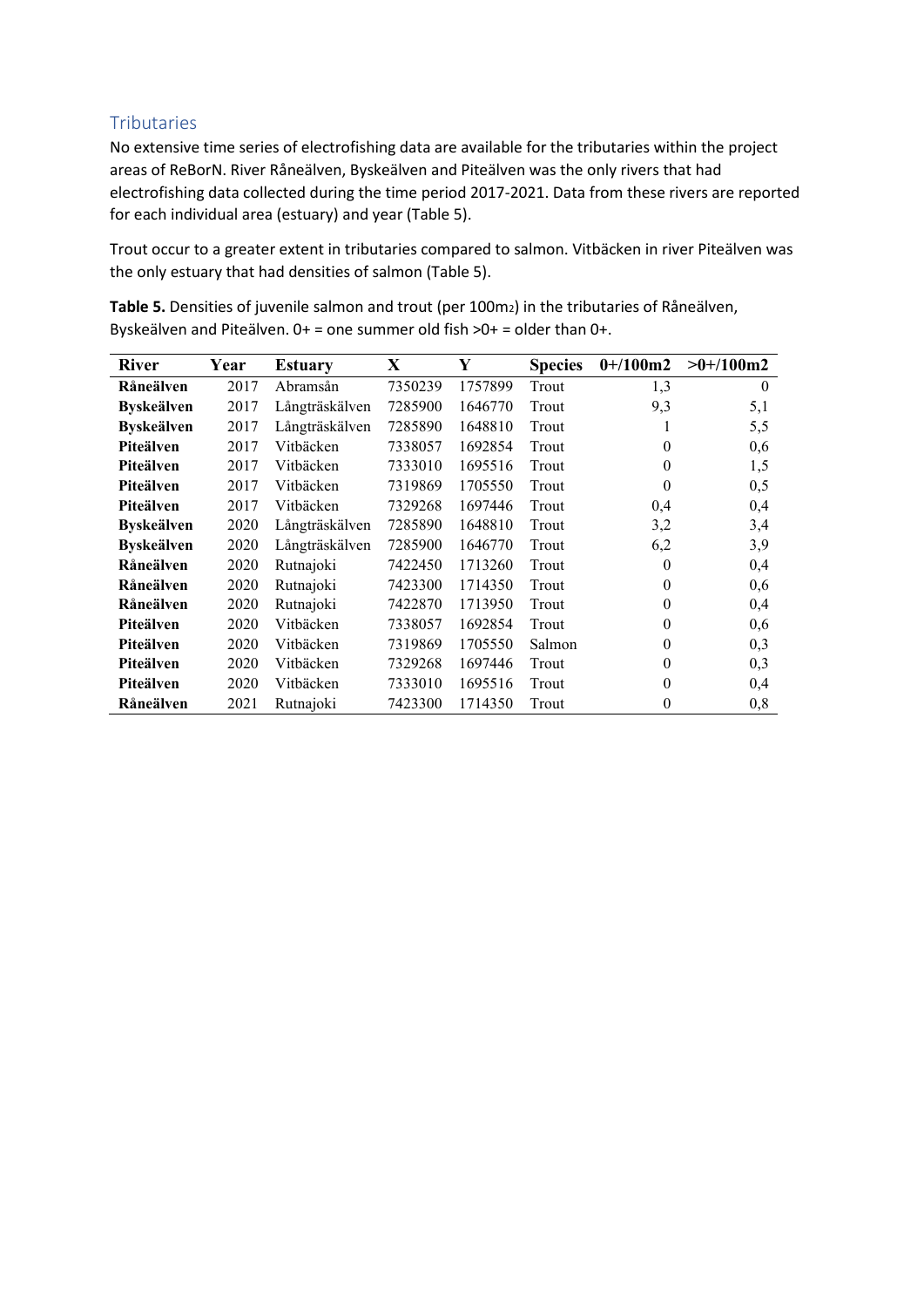## Tributaries

No extensive time series of electrofishing data are available for the tributaries within the project areas of ReBorN. River Råneälven, Byskeälven and Piteälven was the only rivers that had electrofishing data collected during the time period 2017-2021. Data from these rivers are reported for each individual area (estuary) and year (Table 5).

Trout occur to a greater extent in tributaries compared to salmon. Vitbäcken in river Piteälven was the only estuary that had densities of salmon (Table 5).

**Table 5.** Densities of juvenile salmon and trout (per 100m$_2$) in the tributaries of Råneälven, Byskeälven and Piteälven. 0+ = one summer old fish >0+ = older than 0+.

| River | Year | Estuary | X | Y | Species | 0+/100m2 | >0+/100m2 |
|---|---|---|---|---|---|---|---|
| **Råneälven** | 2017 | Abramsån | 7350239 | 1757899 | Trout | 1,3 | 0 |
| **Byskeälven** | 2017 | Långträskälven | 7285900 | 1646770 | Trout | 9,3 | 5,1 |
| **Byskeälven** | 2017 | Långträskälven | 7285890 | 1648810 | Trout | 1 | 5,5 |
| **Piteälven** | 2017 | Vitbäcken | 7338057 | 1692854 | Trout | 0 | 0,6 |
| **Piteälven** | 2017 | Vitbäcken | 7333010 | 1695516 | Trout | 0 | 1,5 |
| **Piteälven** | 2017 | Vitbäcken | 7319869 | 1705550 | Trout | 0 | 0,5 |
| **Piteälven** | 2017 | Vitbäcken | 7329268 | 1697446 | Trout | 0,4 | 0,4 |
| **Byskeälven** | 2020 | Långträskälven | 7285890 | 1648810 | Trout | 3,2 | 3,4 |
| **Byskeälven** | 2020 | Långträskälven | 7285900 | 1646770 | Trout | 6,2 | 3,9 |
| **Råneälven** | 2020 | Rutnajoki | 7422450 | 1713260 | Trout | 0 | 0,4 |
| **Råneälven** | 2020 | Rutnajoki | 7423300 | 1714350 | Trout | 0 | 0,6 |
| **Råneälven** | 2020 | Rutnajoki | 7422870 | 1713950 | Trout | 0 | 0,4 |
| **Piteälven** | 2020 | Vitbäcken | 7338057 | 1692854 | Trout | 0 | 0,6 |
| **Piteälven** | 2020 | Vitbäcken | 7319869 | 1705550 | Salmon | 0 | 0,3 |
| **Piteälven** | 2020 | Vitbäcken | 7329268 | 1697446 | Trout | 0 | 0,3 |
| **Piteälven** | 2020 | Vitbäcken | 7333010 | 1695516 | Trout | 0 | 0,4 |
| **Råneälven** | 2021 | Rutnajoki | 7423300 | 1714350 | Trout | 0 | 0,8 |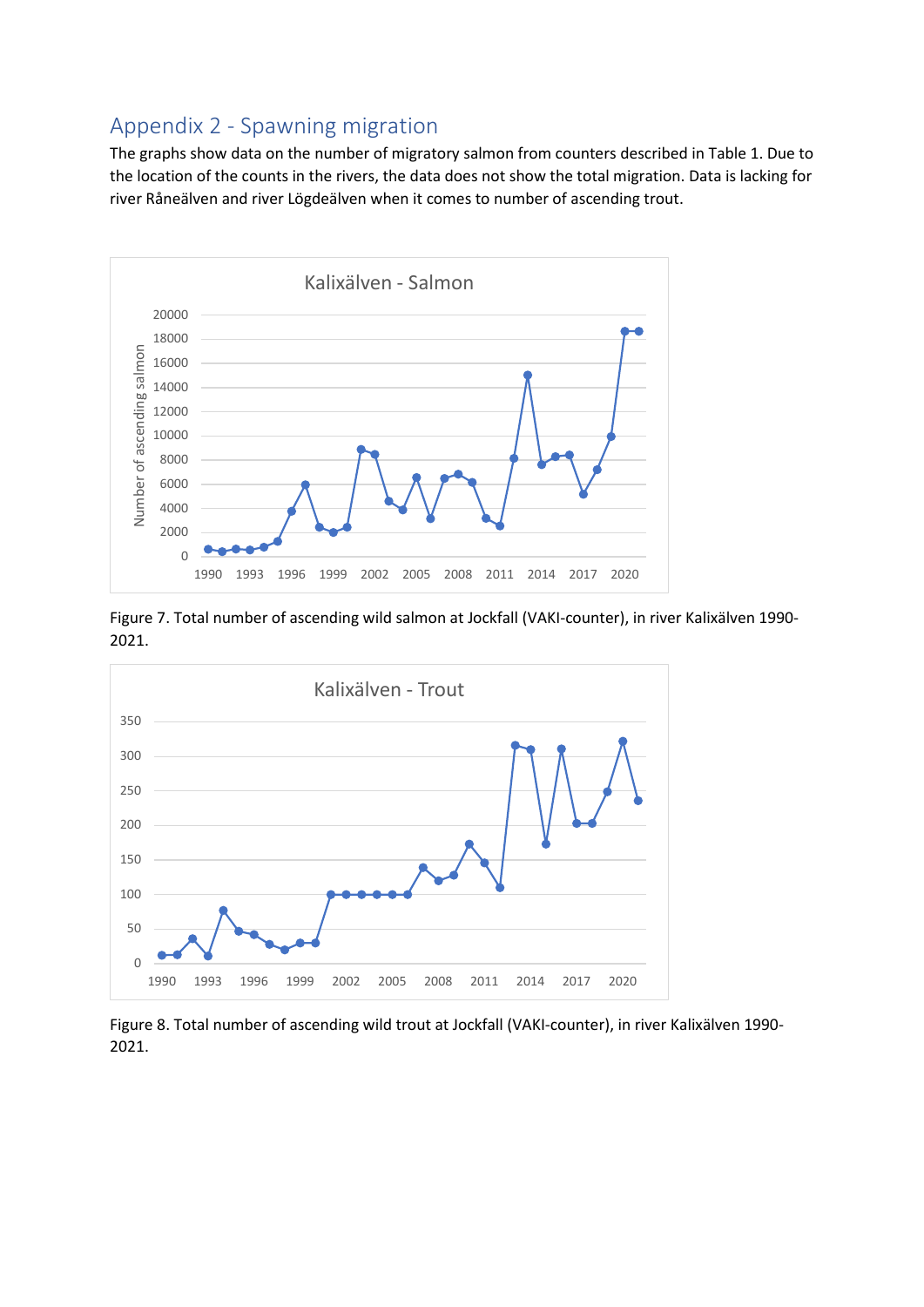## Appendix 2 - Spawning migration

The graphs show data on the number of migratory salmon from counters described in Table 1. Due to the location of the counts in the rivers, the data does not show the total migration. Data is lacking for river Råneälven and river Lögdeälven when it comes to number of ascending trout.

Figure 7. Total number of ascending wild salmon at Jockfall (VAKI-counter), in river Kalixälven 1990-2021.

Figure 8. Total number of ascending wild trout at Jockfall (VAKI-counter), in river Kalixälven 1990-2021.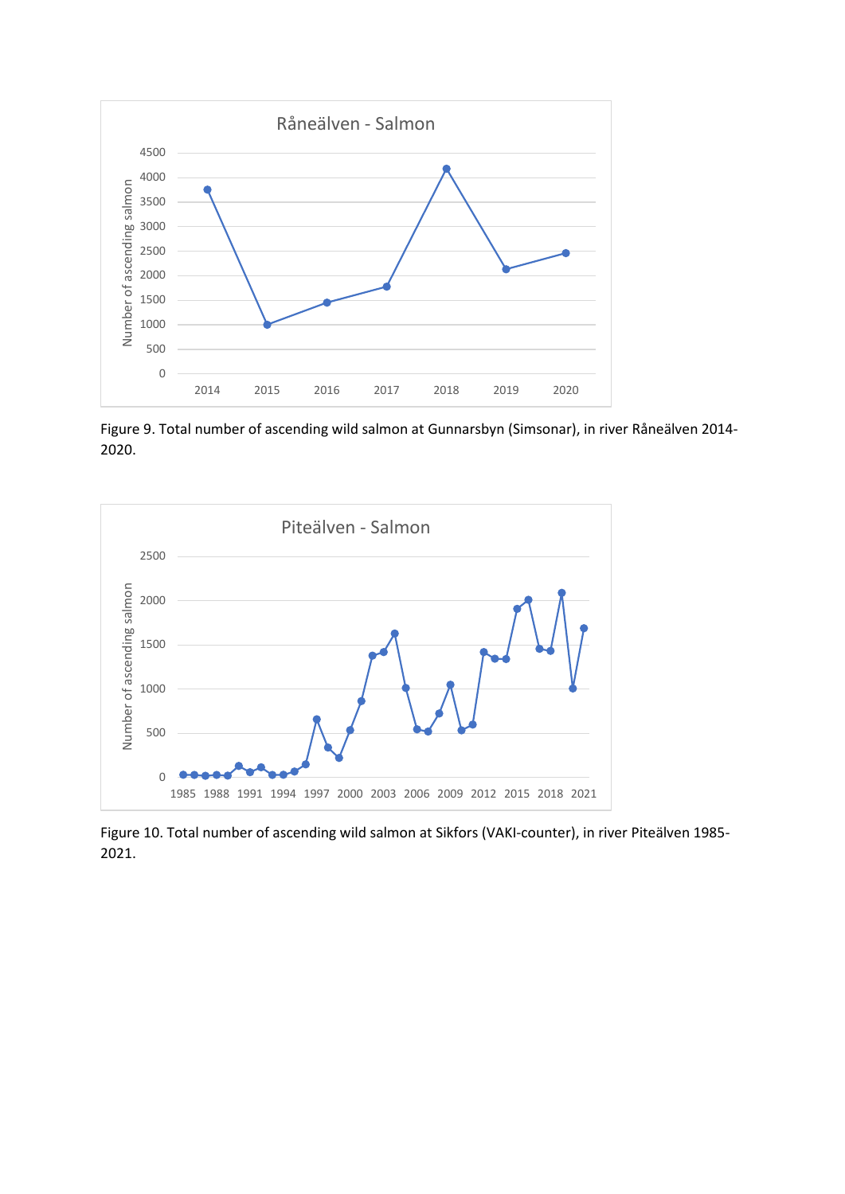Figure 9. Total number of ascending wild salmon at Gunnarsbyn (Simsonar), in river Råneälven 2014-2020.

Figure 10. Total number of ascending wild salmon at Sikfors (VAKI-counter), in river Piteälven 1985-2021.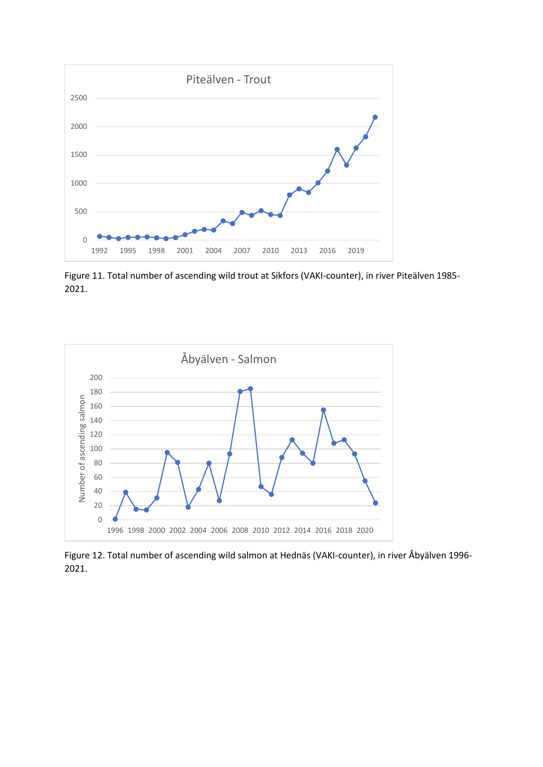Figure 11. Total number of ascending wild trout at Sikfors (VAKI-counter), in river Piteälven 1985-2021.

Figure 12. Total number of ascending wild salmon at Hednäs (VAKI-counter), in river Åbyälven 1996-2021.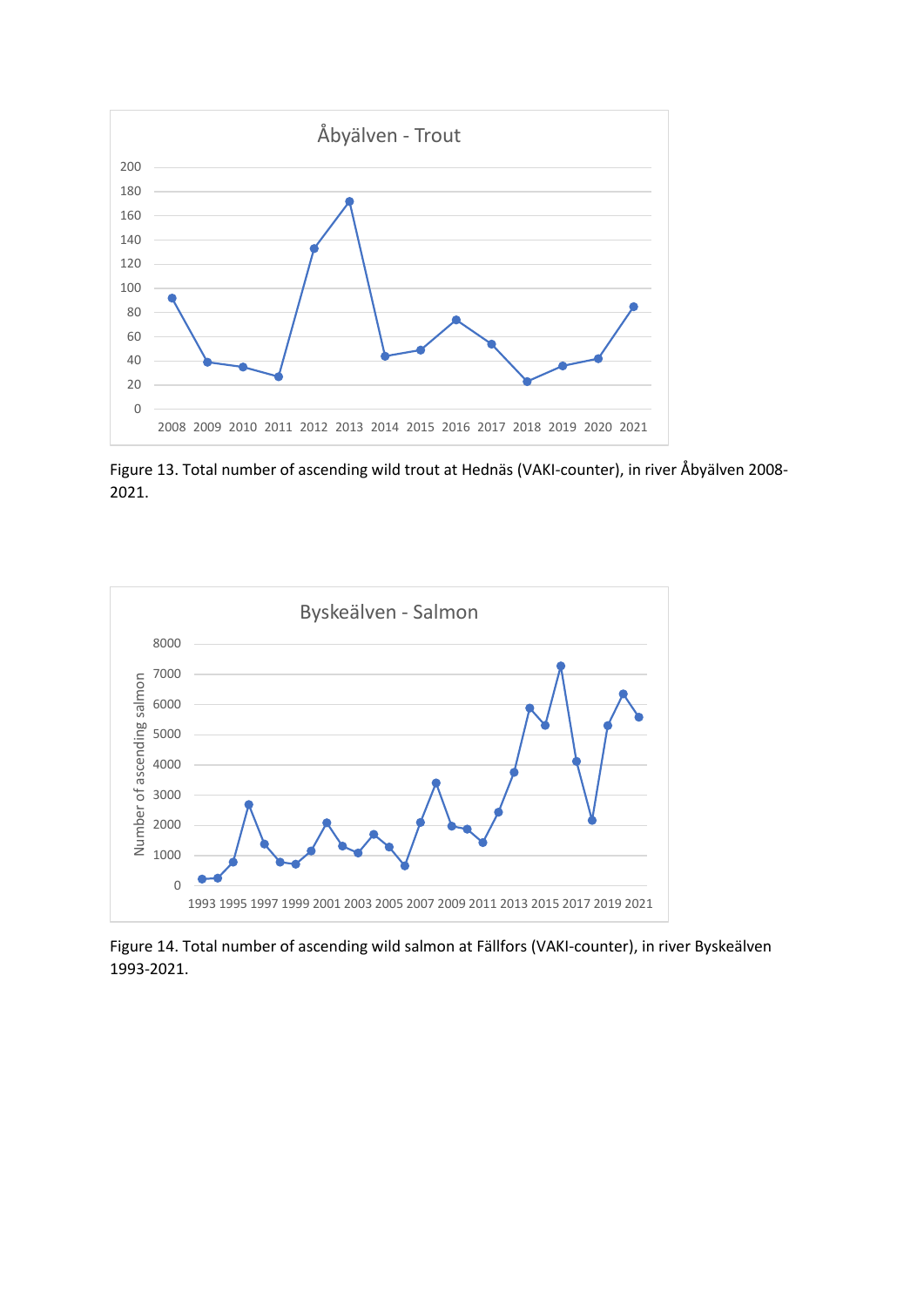Figure 13. Total number of ascending wild trout at Hednäs (VAKI-counter), in river Åbyälven 2008-2021.

Figure 14. Total number of ascending wild salmon at Fällfors (VAKI-counter), in river Byskeälven 1993-2021.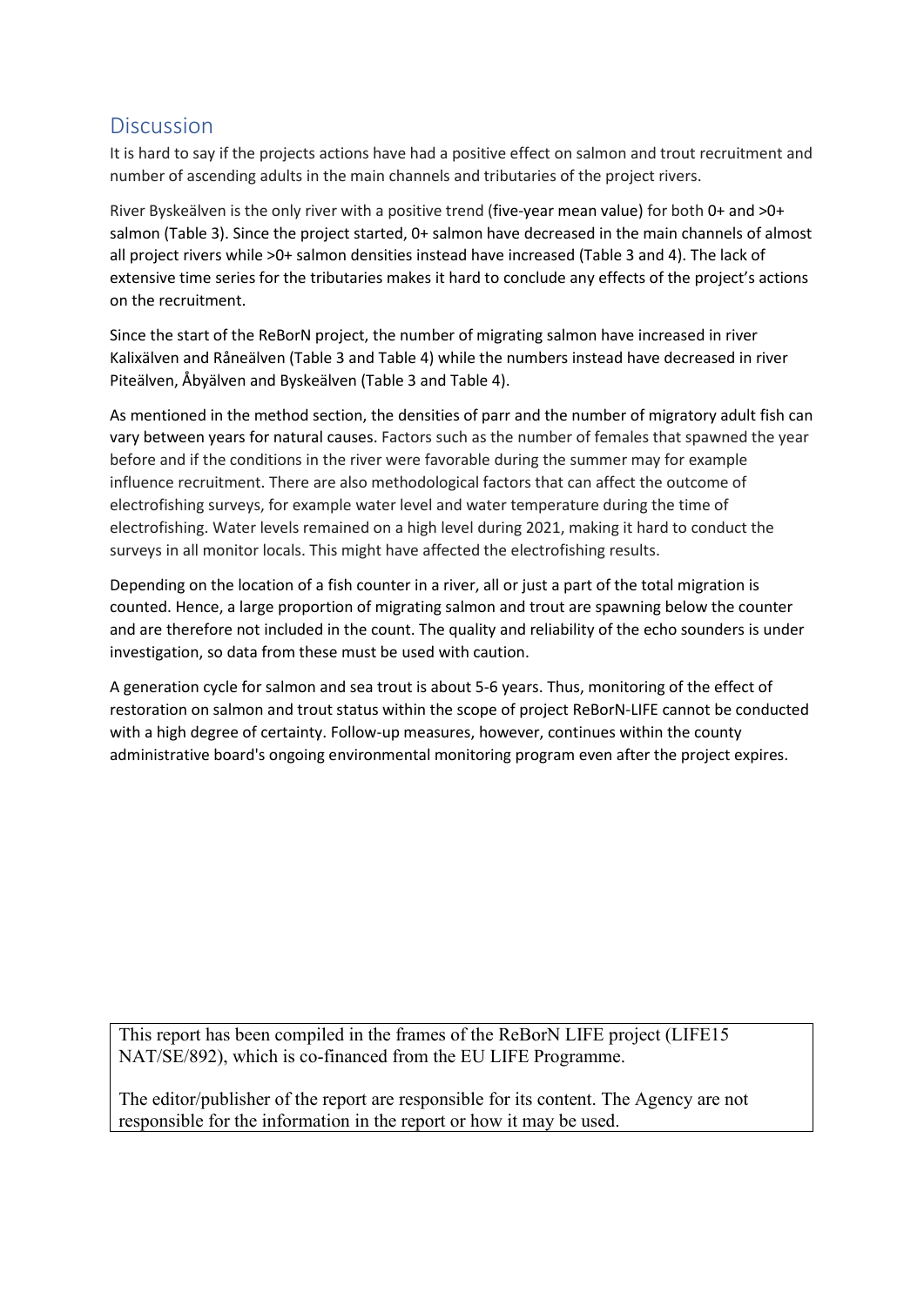## Discussion

It is hard to say if the projects actions have had a positive effect on salmon and trout recruitment and number of ascending adults in the main channels and tributaries of the project rivers.

River Byskeälven is the only river with a positive trend (five-year mean value) for both 0+ and >0+ salmon (Table 3). Since the project started, 0+ salmon have decreased in the main channels of almost all project rivers while >0+ salmon densities instead have increased (Table 3 and 4). The lack of extensive time series for the tributaries makes it hard to conclude any effects of the project's actions on the recruitment.

Since the start of the ReBorN project, the number of migrating salmon have increased in river Kalixälven and Råneälven (Table 3 and Table 4) while the numbers instead have decreased in river Piteälven, Åbyälven and Byskeälven (Table 3 and Table 4).

As mentioned in the method section, the densities of parr and the number of migratory adult fish can vary between years for natural causes. Factors such as the number of females that spawned the year before and if the conditions in the river were favorable during the summer may for example influence recruitment. There are also methodological factors that can affect the outcome of electrofishing surveys, for example water level and water temperature during the time of electrofishing. Water levels remained on a high level during 2021, making it hard to conduct the surveys in all monitor locals. This might have affected the electrofishing results.

Depending on the location of a fish counter in a river, all or just a part of the total migration is counted. Hence, a large proportion of migrating salmon and trout are spawning below the counter and are therefore not included in the count. The quality and reliability of the echo sounders is under investigation, so data from these must be used with caution.

A generation cycle for salmon and sea trout is about 5-6 years. Thus, monitoring of the effect of restoration on salmon and trout status within the scope of project ReBorN-LIFE cannot be conducted with a high degree of certainty. Follow-up measures, however, continues within the county administrative board's ongoing environmental monitoring program even after the project expires.

This report has been compiled in the frames of the ReBorN LIFE project (LIFE15 NAT/SE/892), which is co-financed from the EU LIFE Programme.

The editor/publisher of the report are responsible for its content. The Agency are not responsible for the information in the report or how it may be used.